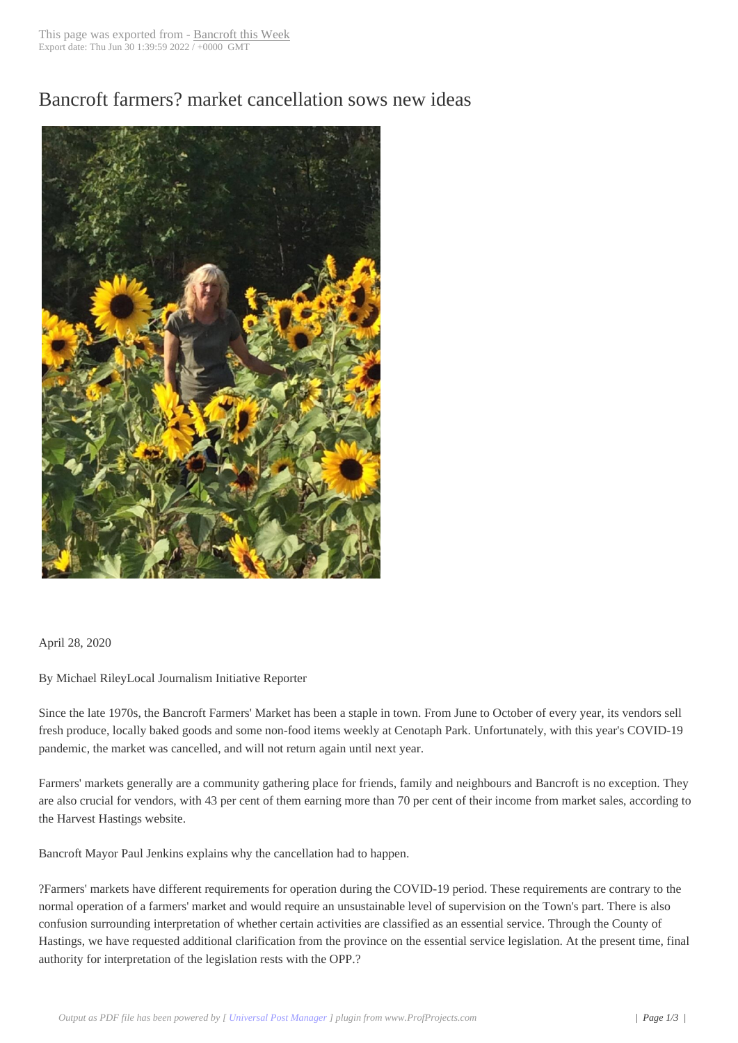# Bancroft farmers? market cancellation sows new ideas

April 28, 2020

By Michael RileyLocal Journalism Initiative Reporter

Since the late 1970s, the Bancroft Farmers' Market has been a staple in town. From June to October of every year, its vendors sell fresh produce, locally baked goods and some non-food items weekly at Cenotaph Park. Unfortunately, with this year's COVID-19 pandemic, the market was cancelled, and will not return again until next year.

Farmers' markets generally are a community gathering place for friends, family and neighbours and Bancroft is no exception. They are also crucial for vendors, with 43 per cent of them earning more than 70 per cent of their income from market sales, according to the Harvest Hastings website.

Bancroft Mayor Paul Jenkins explains why the cancellation had to happen.

?Farmers' markets have different requirements for operation during the COVID-19 period. These requirements are contrary to the normal operation of a farmers' market and would require an unsustainable level of supervision on the Town's part. There is also confusion surrounding interpretation of whether certain activities are classified as an essential service. Through the County of Hastings, we have requested additional clarification from the province on the essential service legislation. At the present time, final authority for interpretation of the legislation rests with the OPP.?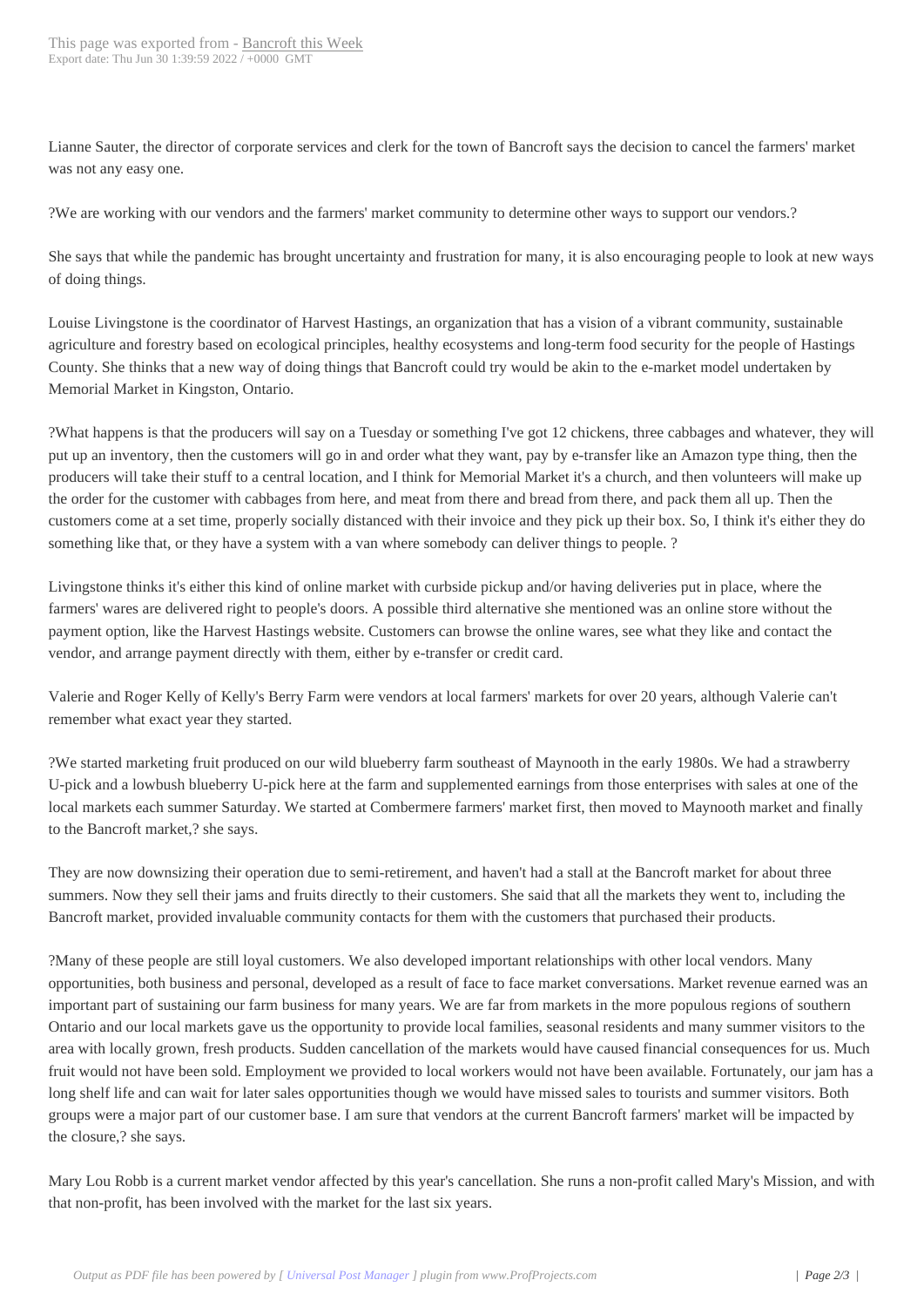Lianne Sauter, the director of corporate services and clerk for the town of Bancroft says the decision to cancel the farmers' market was not any easy one.

?We are working with our vendors and the farmers' market community to determine other ways to support our vendors.?

She says that while the pandemic has brought uncertainty and frustration for many, it is also encouraging people to look at new ways of doing things.

Louise Livingstone is the coordinator of Harvest Hastings, an organization that has a vision of a vibrant community, sustainable agriculture and forestry based on ecological principles, healthy ecosystems and long-term food security for the people of Hastings County. She thinks that a new way of doing things that Bancroft could try would be akin to the e-market model undertaken by Memorial Market in Kingston, Ontario.

?What happens is that the producers will say on a Tuesday or something I've got 12 chickens, three cabbages and whatever, they will put up an inventory, then the customers will go in and order what they want, pay by e-transfer like an Amazon type thing, then the producers will take their stuff to a central location, and I think for Memorial Market it's a church, and then volunteers will make up the order for the customer with cabbages from here, and meat from there and bread from there, and pack them all up. Then the customers come at a set time, properly socially distanced with their invoice and they pick up their box. So, I think it's either they do something like that, or they have a system with a van where somebody can deliver things to people. ?

Livingstone thinks it's either this kind of online market with curbside pickup and/or having deliveries put in place, where the farmers' wares are delivered right to people's doors. A possible third alternative she mentioned was an online store without the payment option, like the Harvest Hastings website. Customers can browse the online wares, see what they like and contact the vendor, and arrange payment directly with them, either by e-transfer or credit card.

Valerie and Roger Kelly of Kelly's Berry Farm were vendors at local farmers' markets for over 20 years, although Valerie can't remember what exact year they started.

?We started marketing fruit produced on our wild blueberry farm southeast of Maynooth in the early 1980s. We had a strawberry U-pick and a lowbush blueberry U-pick here at the farm and supplemented earnings from those enterprises with sales at one of the local markets each summer Saturday. We started at Combermere farmers' market first, then moved to Maynooth market and finally to the Bancroft market,? she says.

They are now downsizing their operation due to semi-retirement, and haven't had a stall at the Bancroft market for about three summers. Now they sell their jams and fruits directly to their customers. She said that all the markets they went to, including the Bancroft market, provided invaluable community contacts for them with the customers that purchased their products.

?Many of these people are still loyal customers. We also developed important relationships with other local vendors. Many opportunities, both business and personal, developed as a result of face to face market conversations. Market revenue earned was an important part of sustaining our farm business for many years. We are far from markets in the more populous regions of southern Ontario and our local markets gave us the opportunity to provide local families, seasonal residents and many summer visitors to the area with locally grown, fresh products. Sudden cancellation of the markets would have caused financial consequences for us. Much fruit would not have been sold. Employment we provided to local workers would not have been available. Fortunately, our jam has a long shelf life and can wait for later sales opportunities though we would have missed sales to tourists and summer visitors. Both groups were a major part of our customer base. I am sure that vendors at the current Bancroft farmers' market will be impacted by the closure,? she says.

Mary Lou Robb is a current market vendor affected by this year's cancellation. She runs a non-profit called Mary's Mission, and with that non-profit, has been involved with the market for the last six years.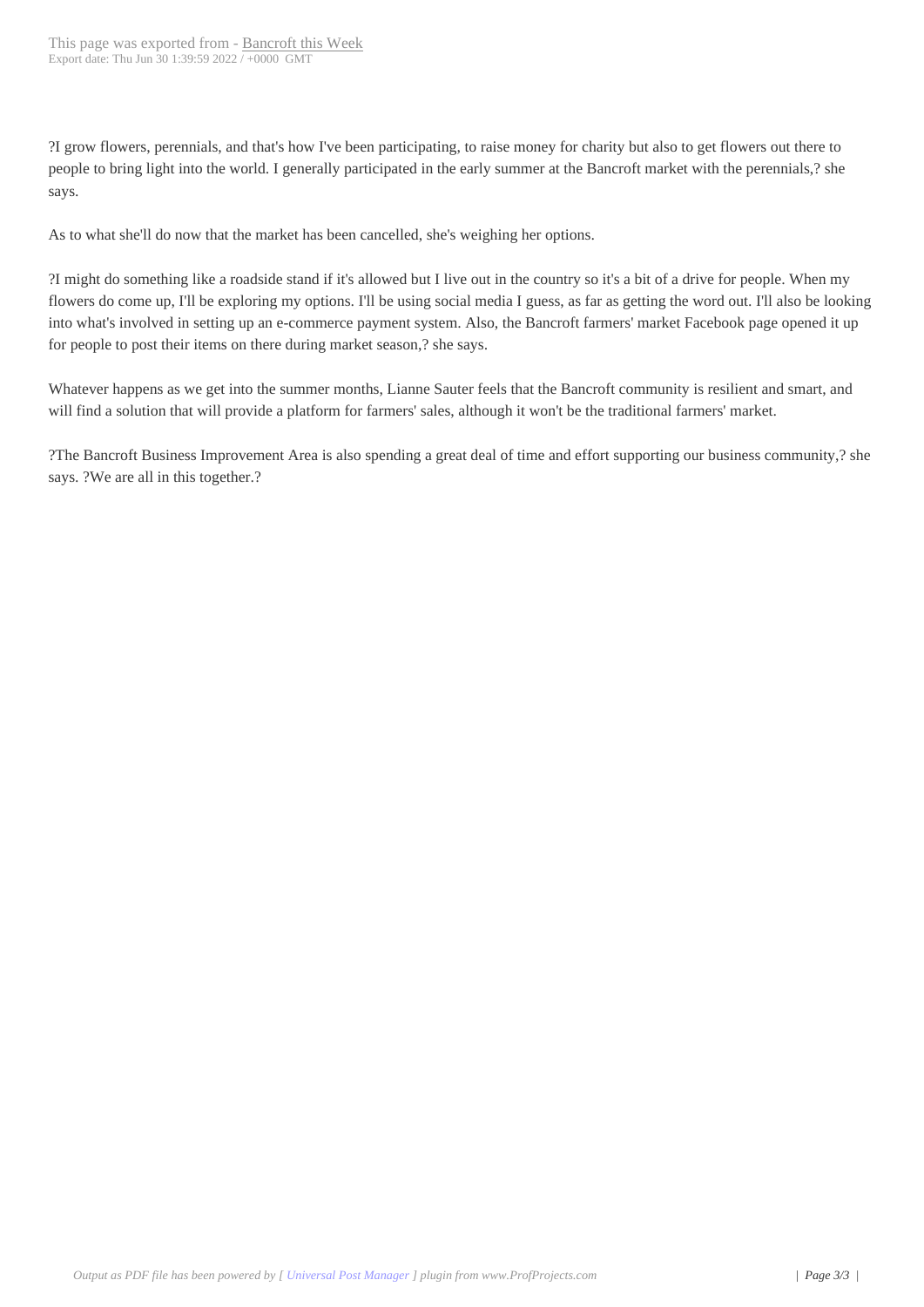?I grow flowers, perennials, and that's how I've been participating, to raise money for charity but also to get flowers out there to people to bring light into the world. I generally participated in the early summer at the Bancroft market with the perennials,? she says.

As to what she'll do now that the market has been cancelled, she's weighing her options.

?I might do something like a roadside stand if it's allowed but I live out in the country so it's a bit of a drive for people. When my flowers do come up, I'll be exploring my options. I'll be using social media I guess, as far as getting the word out. I'll also be looking into what's involved in setting up an e-commerce payment system. Also, the Bancroft farmers' market Facebook page opened it up for people to post their items on there during market season,? she says.

Whatever happens as we get into the summer months, Lianne Sauter feels that the Bancroft community is resilient and smart, and will find a solution that will provide a platform for farmers' sales, although it won't be the traditional farmers' market.

?The Bancroft Business Improvement Area is also spending a great deal of time and effort supporting our business community,? she says. ?We are all in this together.?